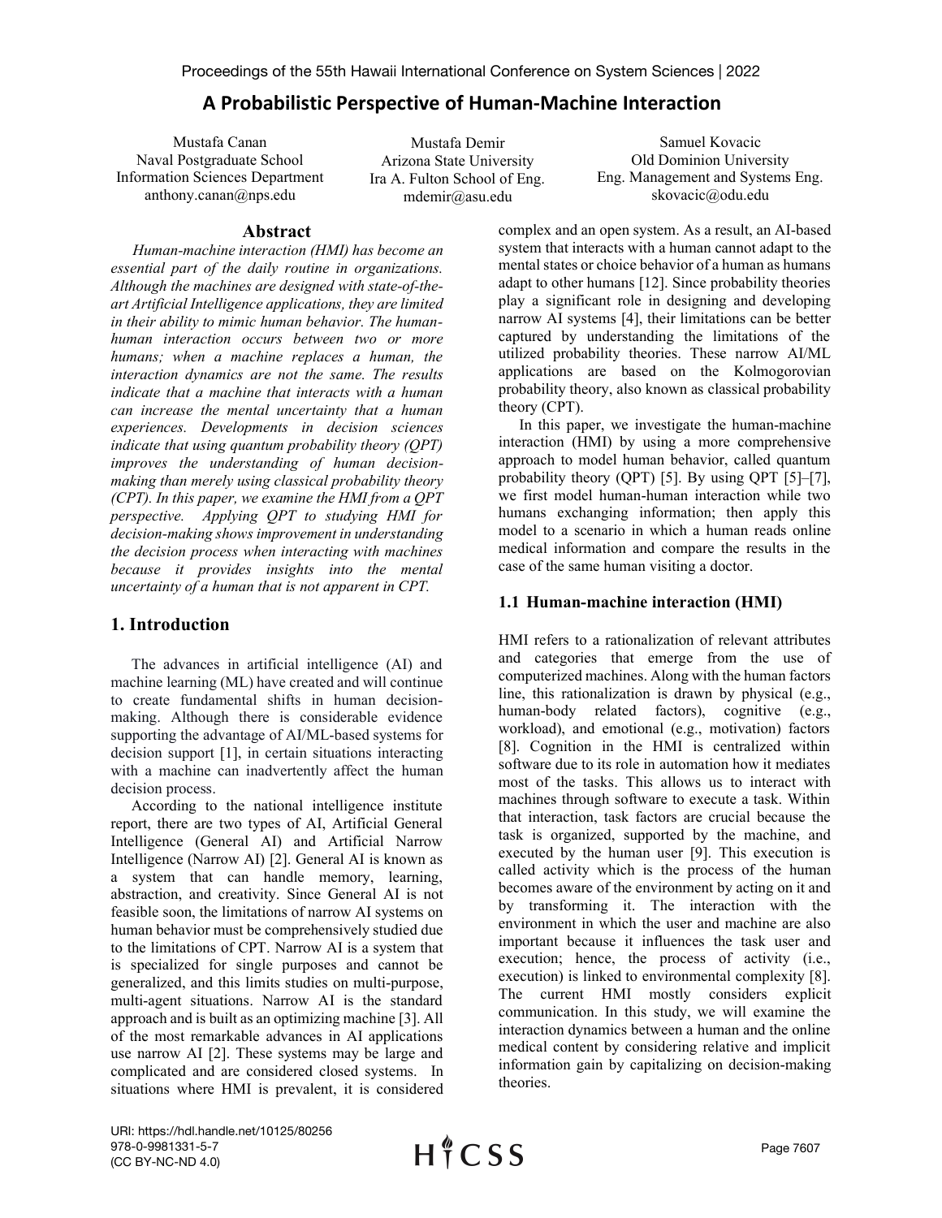# A Probabilistic Perspective of Human-Machine Interaction

Mustafa Canan
Naval Postgraduate School
Information Sciences Department
anthony.canan@nps.edu

Mustafa Demir
Arizona State University
Ira A. Fulton School of Eng.
mdemir@asu.edu

Samuel Kovacic
Old Dominion University
Eng. Management and Systems Eng.
skovacic@odu.edu

## Abstract

*Human-machine interaction (HMI) has become an essential part of the daily routine in organizations. Although the machines are designed with state-of-the-art Artificial Intelligence applications, they are limited in their ability to mimic human behavior. The human-human interaction occurs between two or more humans; when a machine replaces a human, the interaction dynamics are not the same. The results indicate that a machine that interacts with a human can increase the mental uncertainty that a human experiences. Developments in decision sciences indicate that using quantum probability theory (QPT) improves the understanding of human decision-making than merely using classical probability theory (CPT). In this paper, we examine the HMI from a QPT perspective. Applying QPT to studying HMI for decision-making shows improvement in understanding the decision process when interacting with machines because it provides insights into the mental uncertainty of a human that is not apparent in CPT.*

## 1. Introduction

The advances in artificial intelligence (AI) and machine learning (ML) have created and will continue to create fundamental shifts in human decision-making. Although there is considerable evidence supporting the advantage of AI/ML-based systems for decision support [1], in certain situations interacting with a machine can inadvertently affect the human decision process.

According to the national intelligence institute report, there are two types of AI, Artificial General Intelligence (General AI) and Artificial Narrow Intelligence (Narrow AI) [2]. General AI is known as a system that can handle memory, learning, abstraction, and creativity. Since General AI is not feasible soon, the limitations of narrow AI systems on human behavior must be comprehensively studied due to the limitations of CPT. Narrow AI is a system that is specialized for single purposes and cannot be generalized, and this limits studies on multi-purpose, multi-agent situations. Narrow AI is the standard approach and is built as an optimizing machine [3]. All of the most remarkable advances in AI applications use narrow AI [2]. These systems may be large and complicated and are considered closed systems. In situations where HMI is prevalent, it is considered complex and an open system. As a result, an AI-based system that interacts with a human cannot adapt to the mental states or choice behavior of a human as humans adapt to other humans [12]. Since probability theories play a significant role in designing and developing narrow AI systems [4], their limitations can be better captured by understanding the limitations of the utilized probability theories. These narrow AI/ML applications are based on the Kolmogorovian probability theory, also known as classical probability theory (CPT).

In this paper, we investigate the human-machine interaction (HMI) by using a more comprehensive approach to model human behavior, called quantum probability theory (QPT) [5]. By using QPT [5]–[7], we first model human-human interaction while two humans exchanging information; then apply this model to a scenario in which a human reads online medical information and compare the results in the case of the same human visiting a doctor.

### 1.1 Human-machine interaction (HMI)

HMI refers to a rationalization of relevant attributes and categories that emerge from the use of computerized machines. Along with the human factors line, this rationalization is drawn by physical (e.g., human-body related factors), cognitive (e.g., workload), and emotional (e.g., motivation) factors [8]. Cognition in the HMI is centralized within software due to its role in automation how it mediates most of the tasks. This allows us to interact with machines through software to execute a task. Within that interaction, task factors are crucial because the task is organized, supported by the machine, and executed by the human user [9]. This execution is called activity which is the process of the human becomes aware of the environment by acting on it and by transforming it. The interaction with the environment in which the user and machine are also important because it influences the task user and execution; hence, the process of activity (i.e., execution) is linked to environmental complexity [8]. The current HMI mostly considers explicit communication. In this study, we will examine the interaction dynamics between a human and the online medical content by considering relative and implicit information gain by capitalizing on decision-making theories.

URI: https://hdl.handle.net/10125/80256
978-0-9981331-5-7
(CC BY-NC-ND 4.0)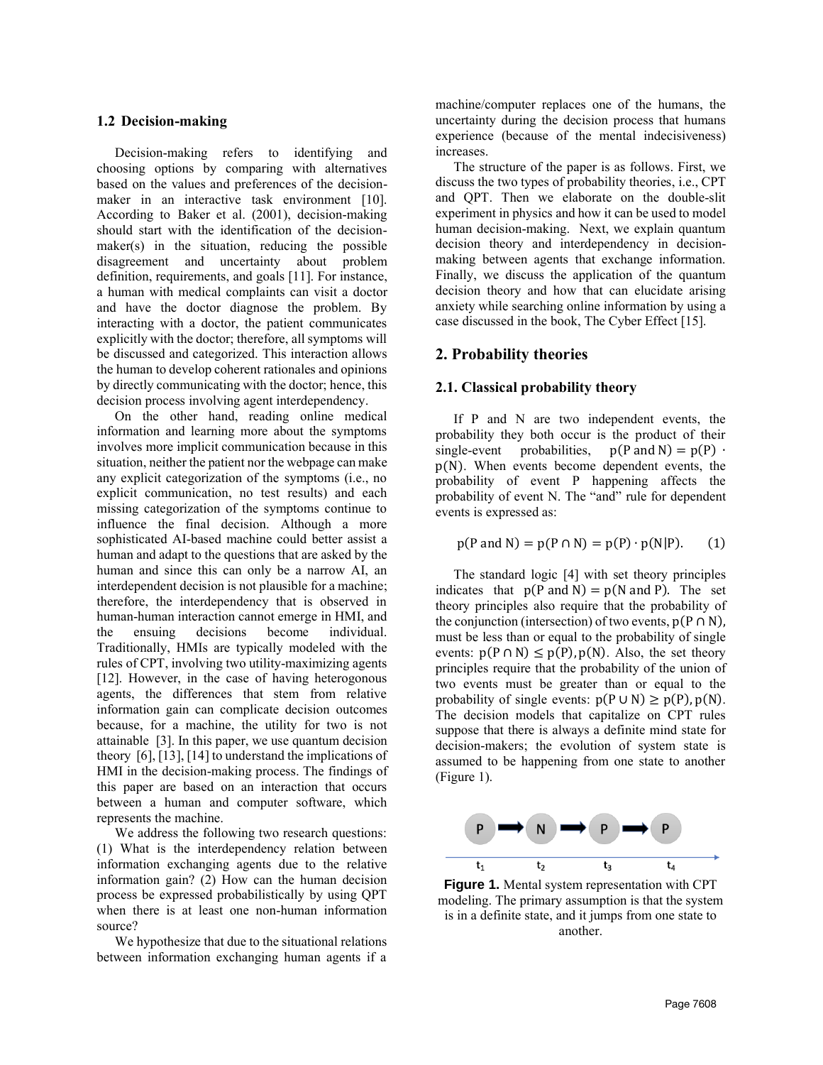### 1.2 Decision-making

Decision-making refers to identifying and choosing options by comparing with alternatives based on the values and preferences of the decision-maker in an interactive task environment [10]. According to Baker et al. (2001), decision-making should start with the identification of the decision-maker(s) in the situation, reducing the possible disagreement and uncertainty about problem definition, requirements, and goals [11]. For instance, a human with medical complaints can visit a doctor and have the doctor diagnose the problem. By interacting with a doctor, the patient communicates explicitly with the doctor; therefore, all symptoms will be discussed and categorized. This interaction allows the human to develop coherent rationales and opinions by directly communicating with the doctor; hence, this decision process involving agent interdependency.

On the other hand, reading online medical information and learning more about the symptoms involves more implicit communication because in this situation, neither the patient nor the webpage can make any explicit categorization of the symptoms (i.e., no explicit communication, no test results) and each missing categorization of the symptoms continue to influence the final decision. Although a more sophisticated AI-based machine could better assist a human and adapt to the questions that are asked by the human and since this can only be a narrow AI, an interdependent decision is not plausible for a machine; therefore, the interdependency that is observed in human-human interaction cannot emerge in HMI, and the ensuing decisions become individual. Traditionally, HMIs are typically modeled with the rules of CPT, involving two utility-maximizing agents [12]. However, in the case of having heterogonous agents, the differences that stem from relative information gain can complicate decision outcomes because, for a machine, the utility for two is not attainable [3]. In this paper, we use quantum decision theory [6], [13], [14] to understand the implications of HMI in the decision-making process. The findings of this paper are based on an interaction that occurs between a human and computer software, which represents the machine.

We address the following two research questions: (1) What is the interdependency relation between information exchanging agents due to the relative information gain? (2) How can the human decision process be expressed probabilistically by using QPT when there is at least one non-human information source?

We hypothesize that due to the situational relations between information exchanging human agents if a machine/computer replaces one of the humans, the uncertainty during the decision process that humans experience (because of the mental indecisiveness) increases.

The structure of the paper is as follows. First, we discuss the two types of probability theories, i.e., CPT and QPT. Then we elaborate on the double-slit experiment in physics and how it can be used to model human decision-making. Next, we explain quantum decision theory and interdependency in decision-making between agents that exchange information. Finally, we discuss the application of the quantum decision theory and how that can elucidate arising anxiety while searching online information by using a case discussed in the book, The Cyber Effect [15].

## 2. Probability theories

### 2.1. Classical probability theory

If P and N are two independent events, the probability they both occur is the product of their single-event probabilities, $\mathrm{p(P\ and\ N) = p(P) \cdot p(N)}$. When events become dependent events, the probability of event P happening affects the probability of event N. The "and" rule for dependent events is expressed as:

$$\mathrm{p(P\ and\ N) = p(P \cap N) = p(P) \cdot p(N|P).} \qquad (1)$$

The standard logic [4] with set theory principles indicates that $\mathrm{p(P\ and\ N) = p(N\ and\ P)}$. The set theory principles also require that the probability of the conjunction (intersection) of two events, $\mathrm{p(P \cap N)}$, must be less than or equal to the probability of single events: $\mathrm{p(P \cap N) \leq p(P), p(N)}$. Also, the set theory principles require that the probability of the union of two events must be greater than or equal to the probability of single events: $\mathrm{p(P \cup N) \geq p(P), p(N)}$. The decision models that capitalize on CPT rules suppose that there is always a definite mind state for decision-makers; the evolution of system state is assumed to be happening from one state to another (Figure 1).

P ➡ N ➡ P ➡ P

$t_1$ $t_2$ $t_3$ $t_4$

**Figure 1.** Mental system representation with CPT modeling. The primary assumption is that the system is in a definite state, and it jumps from one state to another.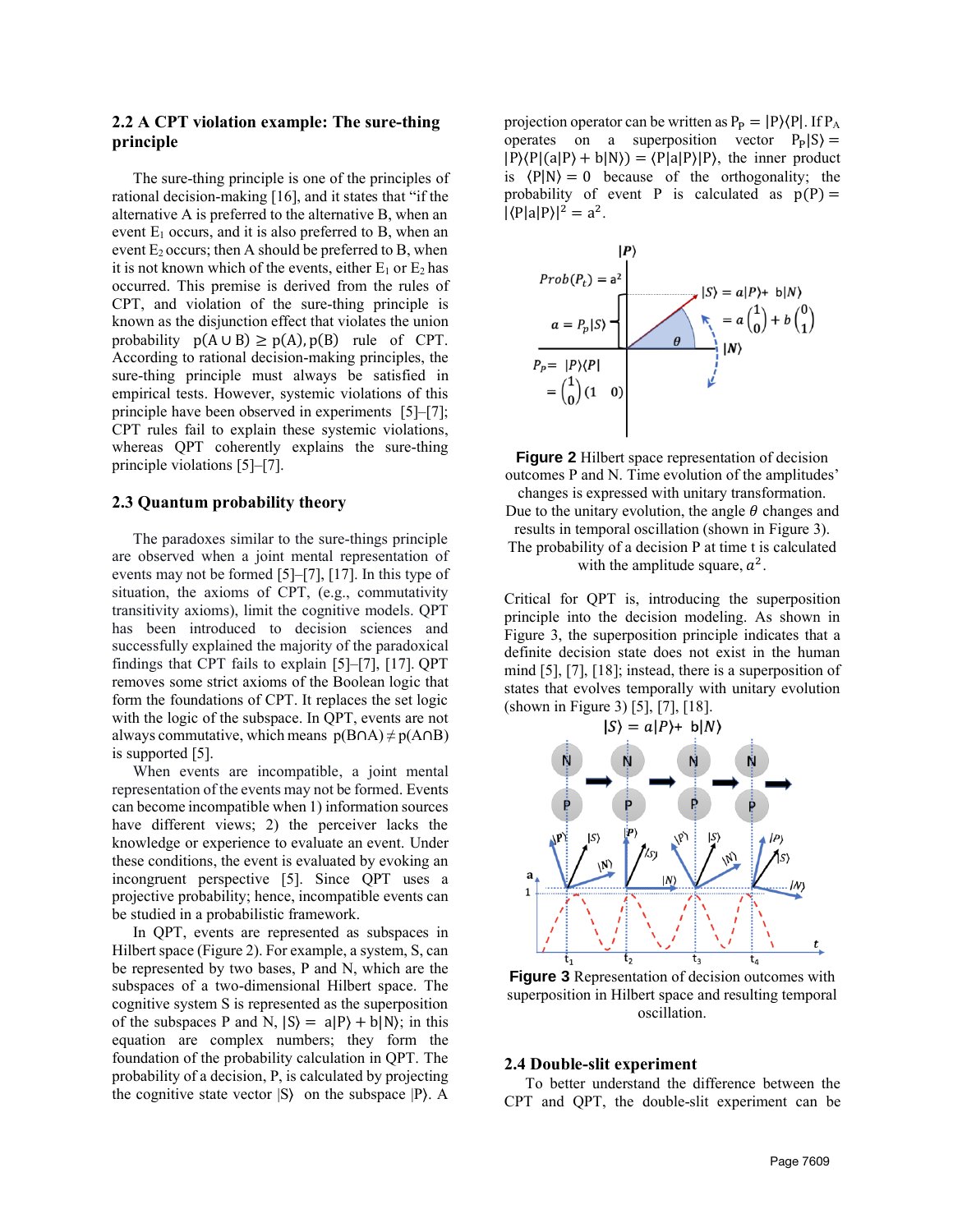## 2.2 A CPT violation example: The sure-thing principle

The sure-thing principle is one of the principles of rational decision-making [16], and it states that "if the alternative A is preferred to the alternative B, when an event $E_1$ occurs, and it is also preferred to B, when an event $E_2$ occurs; then A should be preferred to B, when it is not known which of the events, either $E_1$ or $E_2$ has occurred. This premise is derived from the rules of CPT, and violation of the sure-thing principle is known as the disjunction effect that violates the union probability $p(A \cup B) \geq p(A), p(B)$ rule of CPT. According to rational decision-making principles, the sure-thing principle must always be satisfied in empirical tests. However, systemic violations of this principle have been observed in experiments [5]–[7]; CPT rules fail to explain these systemic violations, whereas QPT coherently explains the sure-thing principle violations [5]–[7].

## 2.3 Quantum probability theory

The paradoxes similar to the sure-things principle are observed when a joint mental representation of events may not be formed [5]–[7], [17]. In this type of situation, the axioms of CPT, (e.g., commutativity transitivity axioms), limit the cognitive models. QPT has been introduced to decision sciences and successfully explained the majority of the paradoxical findings that CPT fails to explain [5]–[7], [17]. QPT removes some strict axioms of the Boolean logic that form the foundations of CPT. It replaces the set logic with the logic of the subspace. In QPT, events are not always commutative, which means $p(B \cap A) \neq p(A \cap B)$ is supported [5].

When events are incompatible, a joint mental representation of the events may not be formed. Events can become incompatible when 1) information sources have different views; 2) the perceiver lacks the knowledge or experience to evaluate an event. Under these conditions, the event is evaluated by evoking an incongruent perspective [5]. Since QPT uses a projective probability; hence, incompatible events can be studied in a probabilistic framework.

In QPT, events are represented as subspaces in Hilbert space (Figure 2). For example, a system, S, can be represented by two bases, P and N, which are the subspaces of a two-dimensional Hilbert space. The cognitive system S is represented as the superposition of the subspaces P and N, $|S\rangle = a|P\rangle + b|N\rangle$; in this equation are complex numbers; they form the foundation of the probability calculation in QPT. The probability of a decision, P, is calculated by projecting the cognitive state vector $|S\rangle$ on the subspace $|P\rangle$. A projection operator can be written as $P_P = |P\rangle\langle P|$. If $P_A$ operates on a superposition vector $P_P|S\rangle = |P\rangle\langle P|(a|P\rangle + b|N\rangle) = \langle P|a|P\rangle|P\rangle$, the inner product is $\langle P|N\rangle = 0$ because of the orthogonality; the probability of event P is calculated as $p(P) = |\langle P|a|P\rangle|^2 = a^2$.

**Figure 2** Hilbert space representation of decision outcomes P and N. Time evolution of the amplitudes' changes is expressed with unitary transformation. Due to the unitary evolution, the angle $\theta$ changes and results in temporal oscillation (shown in Figure 3). The probability of a decision P at time t is calculated with the amplitude square, $a^2$.

Critical for QPT is, introducing the superposition principle into the decision modeling. As shown in Figure 3, the superposition principle indicates that a definite decision state does not exist in the human mind [5], [7], [18]; instead, there is a superposition of states that evolves temporally with unitary evolution (shown in Figure 3) [5], [7], [18].

**Figure 3** Representation of decision outcomes with superposition in Hilbert space and resulting temporal oscillation.

## 2.4 Double-slit experiment

To better understand the difference between the CPT and QPT, the double-slit experiment can be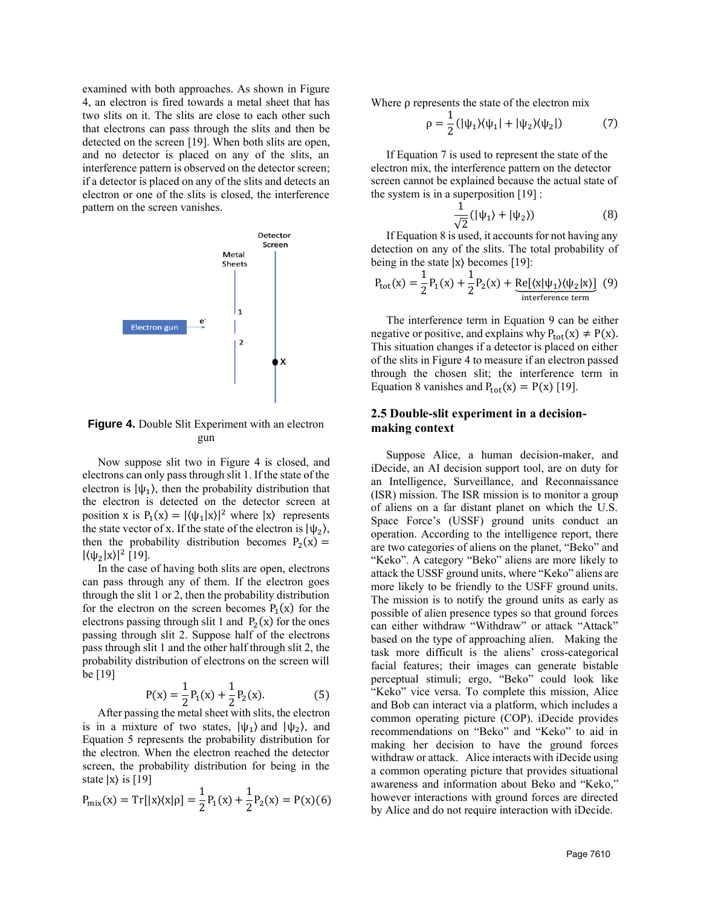examined with both approaches. As shown in Figure 4, an electron is fired towards a metal sheet that has two slits on it. The slits are close to each other such that electrons can pass through the slits and then be detected on the screen [19]. When both slits are open, and no detector is placed on any of the slits, an interference pattern is observed on the detector screen; if a detector is placed on any of the slits and detects an electron or one of the slits is closed, the interference pattern on the screen vanishes.

**Figure 4.** Double Slit Experiment with an electron gun

Now suppose slit two in Figure 4 is closed, and electrons can only pass through slit 1. If the state of the electron is $|\psi_1\rangle$, then the probability distribution that the electron is detected on the detector screen at position x is $P_1(x) = |\langle\psi_1|x\rangle|^2$ where $|x\rangle$ represents the state vector of x. If the state of the electron is $|\psi_2\rangle$, then the probability distribution becomes $P_2(x) = |\langle\psi_2|x\rangle|^2$ [19].

In the case of having both slits are open, electrons can pass through any of them. If the electron goes through the slit 1 or 2, then the probability distribution for the electron on the screen becomes $P_1(x)$ for the electrons passing through slit 1 and $P_2(x)$ for the ones passing through slit 2. Suppose half of the electrons pass through slit 1 and the other half through slit 2, the probability distribution of electrons on the screen will be [19]

$$P(x) = \frac{1}{2}P_1(x) + \frac{1}{2}P_2(x). \tag{5}$$

After passing the metal sheet with slits, the electron is in a mixture of two states, $|\psi_1\rangle$ and $|\psi_2\rangle$, and Equation 5 represents the probability distribution for the electron. When the electron reached the detector screen, the probability distribution for being in the state $|x\rangle$ is [19]

$$P_{mix}(x) = \mathrm{Tr}[|x\rangle\langle x|\rho] = \frac{1}{2}P_1(x) + \frac{1}{2}P_2(x) = P(x) \tag{6}$$

Where ρ represents the state of the electron mix

$$\rho = \frac{1}{2}(|\psi_1\rangle\langle\psi_1| + |\psi_2\rangle\langle\psi_2|) \tag{7}$$

If Equation 7 is used to represent the state of the electron mix, the interference pattern on the detector screen cannot be explained because the actual state of the system is in a superposition [19] :

$$\frac{1}{\sqrt{2}}(|\psi_1\rangle + |\psi_2\rangle) \tag{8}$$

If Equation 8 is used, it accounts for not having any detection on any of the slits. The total probability of being in the state $|x\rangle$ becomes [19]:

$$P_{tot}(x) = \frac{1}{2}P_1(x) + \frac{1}{2}P_2(x) + \underbrace{\mathrm{Re}[\langle x|\psi_1\rangle\langle\psi_2|x\rangle]}_{\text{interference term}} \tag{9}$$

The interference term in Equation 9 can be either negative or positive, and explains why $P_{tot}(x) \neq P(x)$. This situation changes if a detector is placed on either of the slits in Figure 4 to measure if an electron passed through the chosen slit; the interference term in Equation 8 vanishes and $P_{tot}(x) = P(x)$ [19].

## 2.5 Double-slit experiment in a decision-making context

Suppose Alice, a human decision-maker, and iDecide, an AI decision support tool, are on duty for an Intelligence, Surveillance, and Reconnaissance (ISR) mission. The ISR mission is to monitor a group of aliens on a far distant planet on which the U.S. Space Force's (USSF) ground units conduct an operation. According to the intelligence report, there are two categories of aliens on the planet, "Beko" and "Keko". A category "Beko" aliens are more likely to attack the USSF ground units, where "Keko" aliens are more likely to be friendly to the USFF ground units. The mission is to notify the ground units as early as possible of alien presence types so that ground forces can either withdraw "Withdraw" or attack "Attack" based on the type of approaching alien. Making the task more difficult is the aliens' cross-categorical facial features; their images can generate bistable perceptual stimuli; ergo, "Beko" could look like "Keko" vice versa. To complete this mission, Alice and Bob can interact via a platform, which includes a common operating picture (COP). iDecide provides recommendations on "Beko" and "Keko" to aid in making her decision to have the ground forces withdraw or attack. Alice interacts with iDecide using a common operating picture that provides situational awareness and information about Beko and "Keko," however interactions with ground forces are directed by Alice and do not require interaction with iDecide.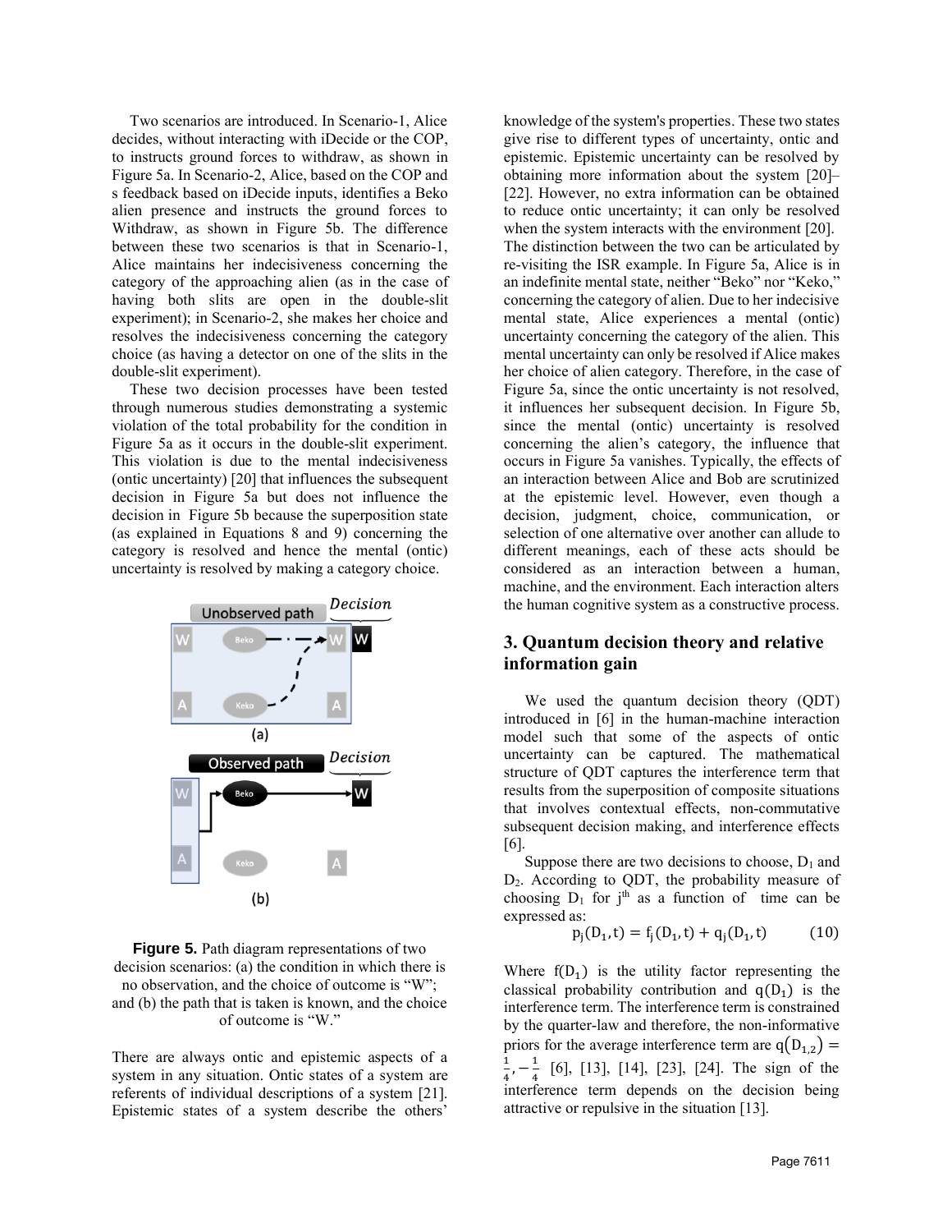Two scenarios are introduced. In Scenario-1, Alice decides, without interacting with iDecide or the COP, to instructs ground forces to withdraw, as shown in Figure 5a. In Scenario-2, Alice, based on the COP and s feedback based on iDecide inputs, identifies a Beko alien presence and instructs the ground forces to Withdraw, as shown in Figure 5b. The difference between these two scenarios is that in Scenario-1, Alice maintains her indecisiveness concerning the category of the approaching alien (as in the case of having both slits are open in the double-slit experiment); in Scenario-2, she makes her choice and resolves the indecisiveness concerning the category choice (as having a detector on one of the slits in the double-slit experiment).

These two decision processes have been tested through numerous studies demonstrating a systemic violation of the total probability for the condition in Figure 5a as it occurs in the double-slit experiment. This violation is due to the mental indecisiveness (ontic uncertainty) [20] that influences the subsequent decision in Figure 5a but does not influence the decision in Figure 5b because the superposition state (as explained in Equations 8 and 9) concerning the category is resolved and hence the mental (ontic) uncertainty is resolved by making a category choice.

**Figure 5.** Path diagram representations of two decision scenarios: (a) the condition in which there is no observation, and the choice of outcome is "W"; and (b) the path that is taken is known, and the choice of outcome is "W."

There are always ontic and epistemic aspects of a system in any situation. Ontic states of a system are referents of individual descriptions of a system [21]. Epistemic states of a system describe the others' knowledge of the system's properties. These two states give rise to different types of uncertainty, ontic and epistemic. Epistemic uncertainty can be resolved by obtaining more information about the system [20]–[22]. However, no extra information can be obtained to reduce ontic uncertainty; it can only be resolved when the system interacts with the environment [20]. The distinction between the two can be articulated by re-visiting the ISR example. In Figure 5a, Alice is in an indefinite mental state, neither "Beko" nor "Keko," concerning the category of alien. Due to her indecisive mental state, Alice experiences a mental (ontic) uncertainty concerning the category of the alien. This mental uncertainty can only be resolved if Alice makes her choice of alien category. Therefore, in the case of Figure 5a, since the ontic uncertainty is not resolved, it influences her subsequent decision. In Figure 5b, since the mental (ontic) uncertainty is resolved concerning the alien's category, the influence that occurs in Figure 5a vanishes. Typically, the effects of an interaction between Alice and Bob are scrutinized at the epistemic level. However, even though a decision, judgment, choice, communication, or selection of one alternative over another can allude to different meanings, each of these acts should be considered as an interaction between a human, machine, and the environment. Each interaction alters the human cognitive system as a constructive process.

## 3. Quantum decision theory and relative information gain

We used the quantum decision theory (QDT) introduced in [6] in the human-machine interaction model such that some of the aspects of ontic uncertainty can be captured. The mathematical structure of QDT captures the interference term that results from the superposition of composite situations that involves contextual effects, non-commutative subsequent decision making, and interference effects [6].

Suppose there are two decisions to choose, $D_1$ and $D_2$. According to QDT, the probability measure of choosing $D_1$ for $j^{th}$ as a function of time can be expressed as:

$$p_j(D_1, t) = f_j(D_1, t) + q_j(D_1, t) \qquad (10)$$

Where $f(D_1)$ is the utility factor representing the classical probability contribution and $q(D_1)$ is the interference term. The interference term is constrained by the quarter-law and therefore, the non-informative priors for the average interference term are $q(D_{1,2}) = \frac{1}{4}, -\frac{1}{4}$ [6], [13], [14], [23], [24]. The sign of the interference term depends on the decision being attractive or repulsive in the situation [13].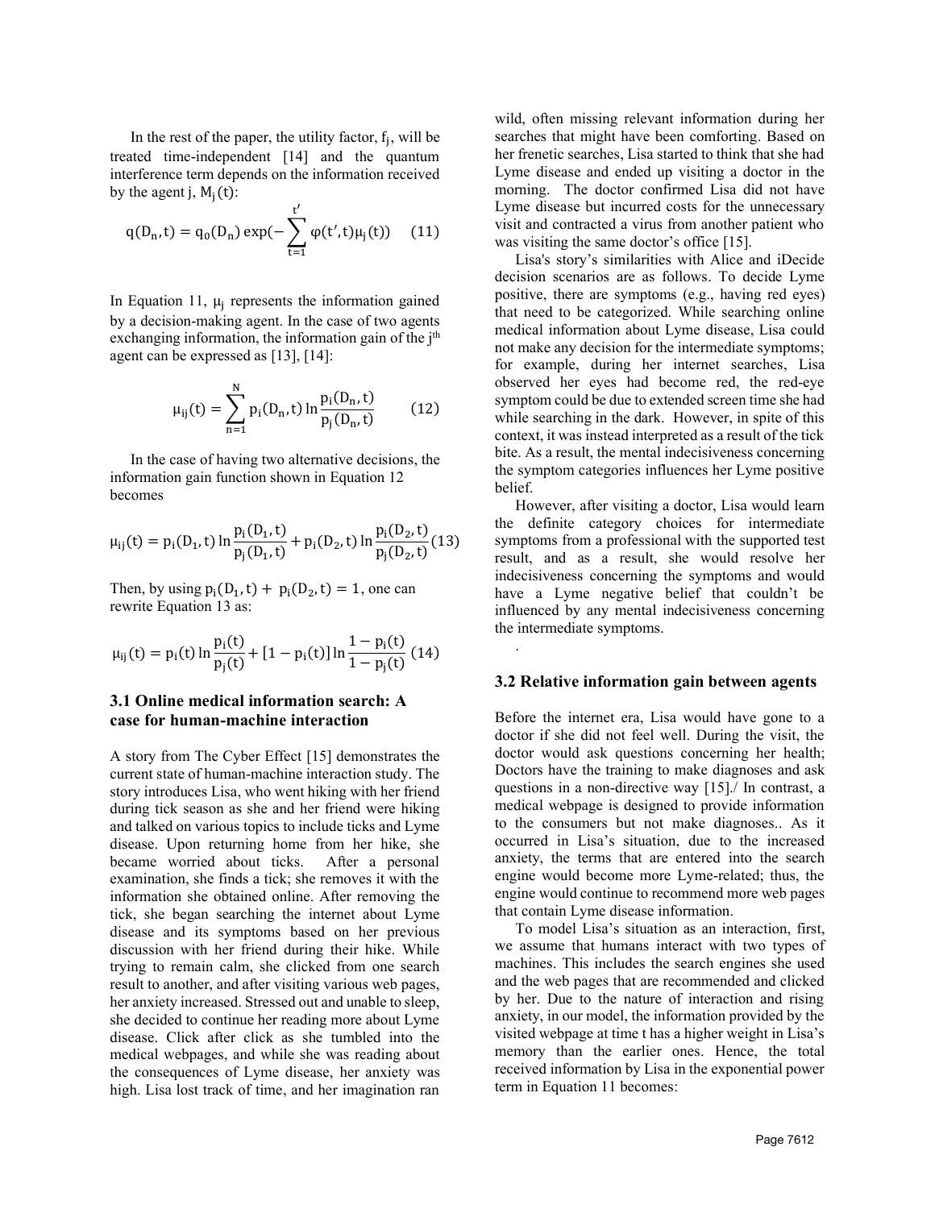In the rest of the paper, the utility factor, $f_j$, will be treated time-independent [14] and the quantum interference term depends on the information received by the agent j, $M_j(t)$:

$$q(D_n, t) = q_0(D_n) \exp(-\sum_{t=1}^{t'} \varphi(t', t)\mu_j(t)) \quad (11)$$

In Equation 11, $\mu_j$ represents the information gained by a decision-making agent. In the case of two agents exchanging information, the information gain of the j[th] agent can be expressed as [13], [14]:

$$\mu_{ij}(t) = \sum_{n=1}^{N} p_i(D_n, t) \ln \frac{p_i(D_n, t)}{p_j(D_n, t)} \quad (12)$$

In the case of having two alternative decisions, the information gain function shown in Equation 12 becomes

$$\mu_{ij}(t) = p_i(D_1, t) \ln \frac{p_i(D_1, t)}{p_j(D_1, t)} + p_i(D_2, t) \ln \frac{p_i(D_2, t)}{p_j(D_2, t)} (13)$$

Then, by using $p_i(D_1, t) + p_i(D_2, t) = 1$, one can rewrite Equation 13 as:

$$\mu_{ij}(t) = p_i(t) \ln \frac{p_i(t)}{p_j(t)} + [1 - p_i(t)] \ln \frac{1 - p_i(t)}{1 - p_j(t)} \ (14)$$

### 3.1 Online medical information search: A case for human-machine interaction

A story from The Cyber Effect [15] demonstrates the current state of human-machine interaction study. The story introduces Lisa, who went hiking with her friend during tick season as she and her friend were hiking and talked on various topics to include ticks and Lyme disease. Upon returning home from her hike, she became worried about ticks. After a personal examination, she finds a tick; she removes it with the information she obtained online. After removing the tick, she began searching the internet about Lyme disease and its symptoms based on her previous discussion with her friend during their hike. While trying to remain calm, she clicked from one search result to another, and after visiting various web pages, her anxiety increased. Stressed out and unable to sleep, she decided to continue her reading more about Lyme disease. Click after click as she tumbled into the medical webpages, and while she was reading about the consequences of Lyme disease, her anxiety was high. Lisa lost track of time, and her imagination ran wild, often missing relevant information during her searches that might have been comforting. Based on her frenetic searches, Lisa started to think that she had Lyme disease and ended up visiting a doctor in the morning. The doctor confirmed Lisa did not have Lyme disease but incurred costs for the unnecessary visit and contracted a virus from another patient who was visiting the same doctor's office [15].

Lisa's story's similarities with Alice and iDecide decision scenarios are as follows. To decide Lyme positive, there are symptoms (e.g., having red eyes) that need to be categorized. While searching online medical information about Lyme disease, Lisa could not make any decision for the intermediate symptoms; for example, during her internet searches, Lisa observed her eyes had become red, the red-eye symptom could be due to extended screen time she had while searching in the dark. However, in spite of this context, it was instead interpreted as a result of the tick bite. As a result, the mental indecisiveness concerning the symptom categories influences her Lyme positive belief.

However, after visiting a doctor, Lisa would learn the definite category choices for intermediate symptoms from a professional with the supported test result, and as a result, she would resolve her indecisiveness concerning the symptoms and would have a Lyme negative belief that couldn't be influenced by any mental indecisiveness concerning the intermediate symptoms.

.

### 3.2 Relative information gain between agents

Before the internet era, Lisa would have gone to a doctor if she did not feel well. During the visit, the doctor would ask questions concerning her health; Doctors have the training to make diagnoses and ask questions in a non-directive way [15]./ In contrast, a medical webpage is designed to provide information to the consumers but not make diagnoses.. As it occurred in Lisa's situation, due to the increased anxiety, the terms that are entered into the search engine would become more Lyme-related; thus, the engine would continue to recommend more web pages that contain Lyme disease information.

To model Lisa's situation as an interaction, first, we assume that humans interact with two types of machines. This includes the search engines she used and the web pages that are recommended and clicked by her. Due to the nature of interaction and rising anxiety, in our model, the information provided by the visited webpage at time t has a higher weight in Lisa's memory than the earlier ones. Hence, the total received information by Lisa in the exponential power term in Equation 11 becomes: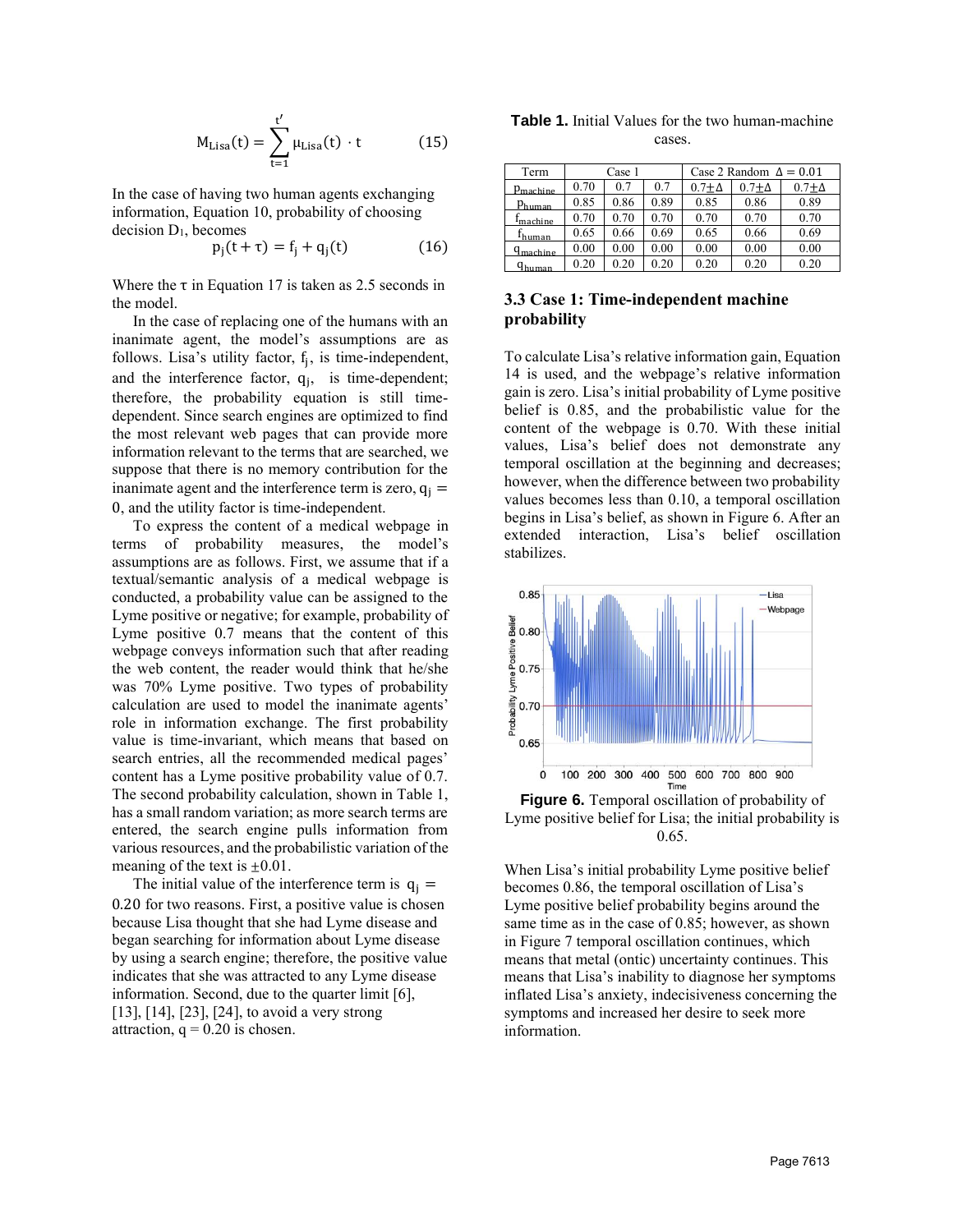$$M_{Lisa}(t) = \sum_{t=1}^{t'} \mu_{Lisa}(t) \cdot t \qquad (15)$$

In the case of having two human agents exchanging information, Equation 10, probability of choosing decision $D_1$, becomes

$$p_j(t+\tau) = f_j + q_j(t) \qquad (16)$$

Where the $\tau$ in Equation 17 is taken as 2.5 seconds in the model.

In the case of replacing one of the humans with an inanimate agent, the model's assumptions are as follows. Lisa's utility factor, $f_j$, is time-independent, and the interference factor, $q_j$, is time-dependent; therefore, the probability equation is still time-dependent. Since search engines are optimized to find the most relevant web pages that can provide more information relevant to the terms that are searched, we suppose that there is no memory contribution for the inanimate agent and the interference term is zero, $q_j = 0$, and the utility factor is time-independent.

To express the content of a medical webpage in terms of probability measures, the model's assumptions are as follows. First, we assume that if a textual/semantic analysis of a medical webpage is conducted, a probability value can be assigned to the Lyme positive or negative; for example, probability of Lyme positive 0.7 means that the content of this webpage conveys information such that after reading the web content, the reader would think that he/she was 70% Lyme positive. Two types of probability calculation are used to model the inanimate agents' role in information exchange. The first probability value is time-invariant, which means that based on search entries, all the recommended medical pages' content has a Lyme positive probability value of 0.7. The second probability calculation, shown in Table 1, has a small random variation; as more search terms are entered, the search engine pulls information from various resources, and the probabilistic variation of the meaning of the text is $\pm 0.01$.

The initial value of the interference term is $q_j = 0.20$ for two reasons. First, a positive value is chosen because Lisa thought that she had Lyme disease and began searching for information about Lyme disease by using a search engine; therefore, the positive value indicates that she was attracted to any Lyme disease information. Second, due to the quarter limit [6], [13], [14], [23], [24], to avoid a very strong attraction, q = 0.20 is chosen.

**Table 1.** Initial Values for the two human-machine cases.

| Term | Case 1 | | | Case 2 Random $\Delta = 0.01$ | | |
|---|---|---|---|---|---|---|
| $p_{machine}$ | 0.70 | 0.7 | 0.7 | $0.7 \pm \Delta$ | $0.7 \pm \Delta$ | $0.7 \pm \Delta$ |
| $p_{human}$ | 0.85 | 0.86 | 0.89 | 0.85 | 0.86 | 0.89 |
| $f_{machine}$ | 0.70 | 0.70 | 0.70 | 0.70 | 0.70 | 0.70 |
| $f_{human}$ | 0.65 | 0.66 | 0.69 | 0.65 | 0.66 | 0.69 |
| $q_{machine}$ | 0.00 | 0.00 | 0.00 | 0.00 | 0.00 | 0.00 |
| $q_{human}$ | 0.20 | 0.20 | 0.20 | 0.20 | 0.20 | 0.20 |

### 3.3 Case 1: Time-independent machine probability

To calculate Lisa's relative information gain, Equation 14 is used, and the webpage's relative information gain is zero. Lisa's initial probability of Lyme positive belief is 0.85, and the probabilistic value for the content of the webpage is 0.70. With these initial values, Lisa's belief does not demonstrate any temporal oscillation at the beginning and decreases; however, when the difference between two probability values becomes less than 0.10, a temporal oscillation begins in Lisa's belief, as shown in Figure 6. After an extended interaction, Lisa's belief oscillation stabilizes.

**Figure 6.** Temporal oscillation of probability of Lyme positive belief for Lisa; the initial probability is 0.65.

When Lisa's initial probability Lyme positive belief becomes 0.86, the temporal oscillation of Lisa's Lyme positive belief probability begins around the same time as in the case of 0.85; however, as shown in Figure 7 temporal oscillation continues, which means that metal (ontic) uncertainty continues. This means that Lisa's inability to diagnose her symptoms inflated Lisa's anxiety, indecisiveness concerning the symptoms and increased her desire to seek more information.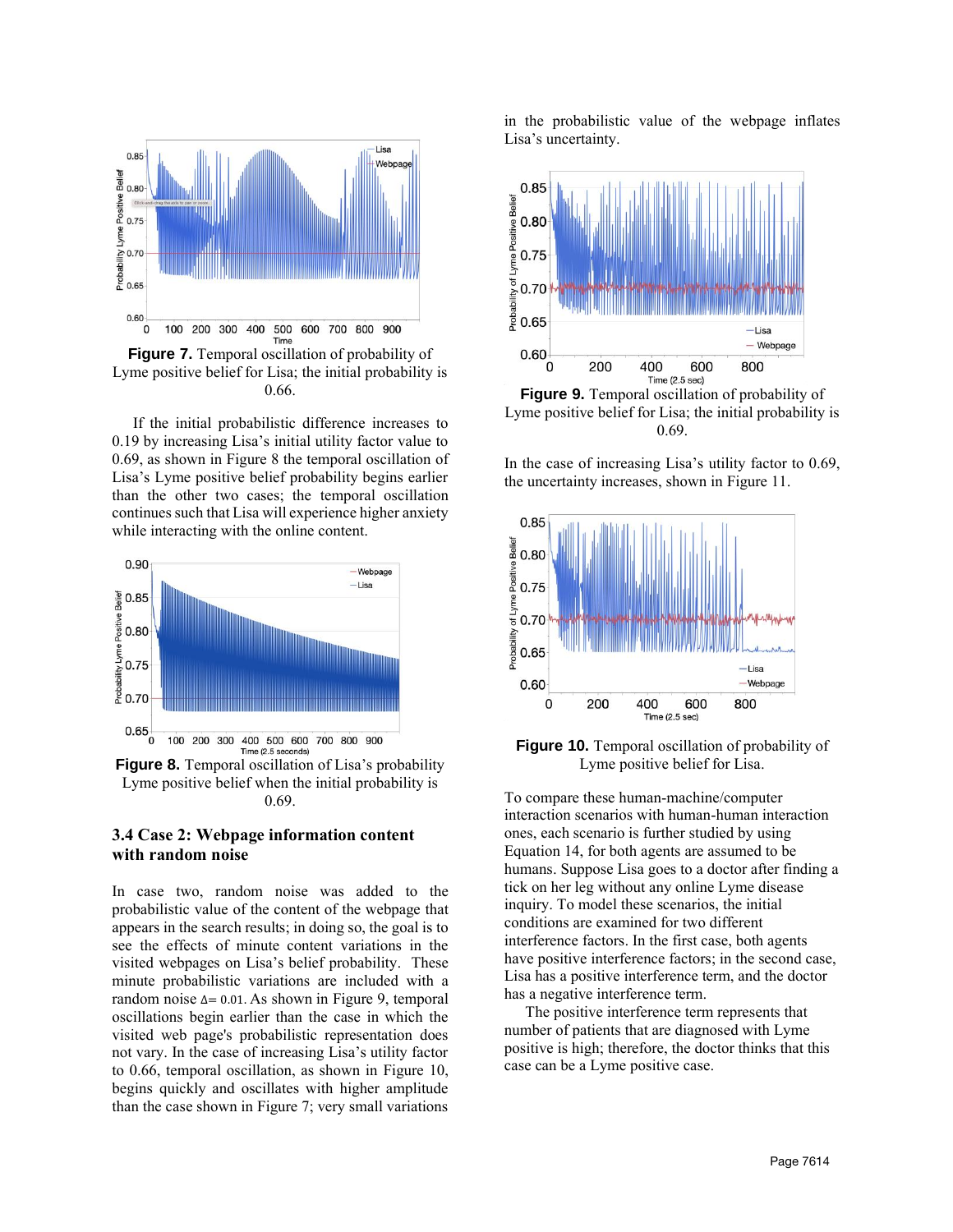**Figure 7.** Temporal oscillation of probability of Lyme positive belief for Lisa; the initial probability is 0.66.

If the initial probabilistic difference increases to 0.19 by increasing Lisa's initial utility factor value to 0.69, as shown in Figure 8 the temporal oscillation of Lisa's Lyme positive belief probability begins earlier than the other two cases; the temporal oscillation continues such that Lisa will experience higher anxiety while interacting with the online content.

**Figure 8.** Temporal oscillation of Lisa's probability Lyme positive belief when the initial probability is 0.69.

### 3.4 Case 2: Webpage information content with random noise

In case two, random noise was added to the probabilistic value of the content of the webpage that appears in the search results; in doing so, the goal is to see the effects of minute content variations in the visited webpages on Lisa's belief probability. These minute probabilistic variations are included with a random noise $\Delta = 0.01$. As shown in Figure 9, temporal oscillations begin earlier than the case in which the visited web page's probabilistic representation does not vary. In the case of increasing Lisa's utility factor to 0.66, temporal oscillation, as shown in Figure 10, begins quickly and oscillates with higher amplitude than the case shown in Figure 7; very small variations in the probabilistic value of the webpage inflates Lisa's uncertainty.

**Figure 9.** Temporal oscillation of probability of Lyme positive belief for Lisa; the initial probability is 0.69.

In the case of increasing Lisa's utility factor to 0.69, the uncertainty increases, shown in Figure 11.

**Figure 10.** Temporal oscillation of probability of Lyme positive belief for Lisa.

To compare these human-machine/computer interaction scenarios with human-human interaction ones, each scenario is further studied by using Equation 14, for both agents are assumed to be humans. Suppose Lisa goes to a doctor after finding a tick on her leg without any online Lyme disease inquiry. To model these scenarios, the initial conditions are examined for two different interference factors. In the first case, both agents have positive interference factors; in the second case, Lisa has a positive interference term, and the doctor has a negative interference term.

The positive interference term represents that number of patients that are diagnosed with Lyme positive is high; therefore, the doctor thinks that this case can be a Lyme positive case.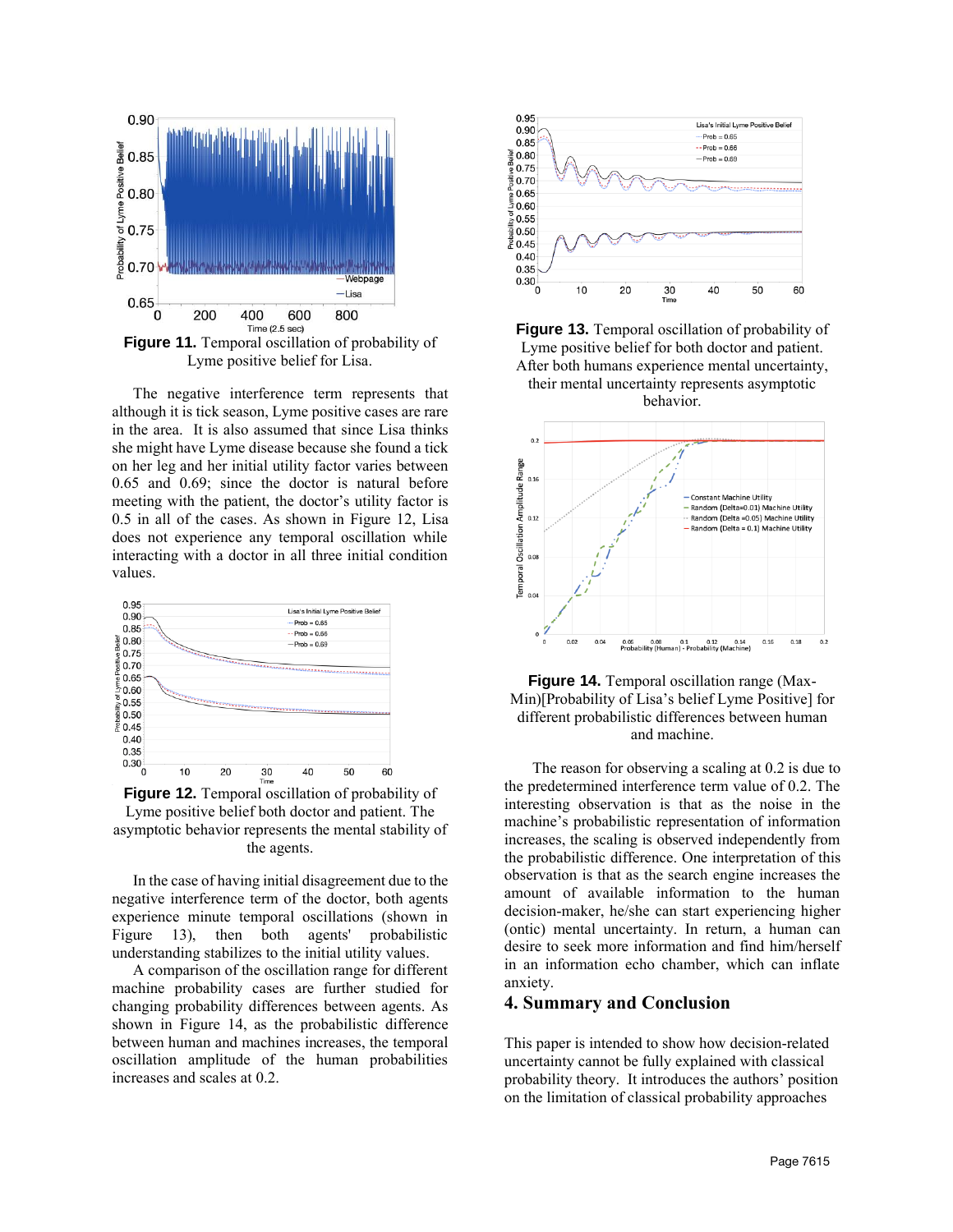**Figure 11.** Temporal oscillation of probability of Lyme positive belief for Lisa.

The negative interference term represents that although it is tick season, Lyme positive cases are rare in the area. It is also assumed that since Lisa thinks she might have Lyme disease because she found a tick on her leg and her initial utility factor varies between 0.65 and 0.69; since the doctor is natural before meeting with the patient, the doctor's utility factor is 0.5 in all of the cases. As shown in Figure 12, Lisa does not experience any temporal oscillation while interacting with a doctor in all three initial condition values.

**Figure 12.** Temporal oscillation of probability of Lyme positive belief both doctor and patient. The asymptotic behavior represents the mental stability of the agents.

In the case of having initial disagreement due to the negative interference term of the doctor, both agents experience minute temporal oscillations (shown in Figure 13), then both agents' probabilistic understanding stabilizes to the initial utility values.

A comparison of the oscillation range for different machine probability cases are further studied for changing probability differences between agents. As shown in Figure 14, as the probabilistic difference between human and machines increases, the temporal oscillation amplitude of the human probabilities increases and scales at 0.2.

**Figure 13.** Temporal oscillation of probability of Lyme positive belief for both doctor and patient. After both humans experience mental uncertainty, their mental uncertainty represents asymptotic behavior.

**Figure 14.** Temporal oscillation range (Max-Min)[Probability of Lisa's belief Lyme Positive] for different probabilistic differences between human and machine.

The reason for observing a scaling at 0.2 is due to the predetermined interference term value of 0.2. The interesting observation is that as the noise in the machine's probabilistic representation of information increases, the scaling is observed independently from the probabilistic difference. One interpretation of this observation is that as the search engine increases the amount of available information to the human decision-maker, he/she can start experiencing higher (ontic) mental uncertainty. In return, a human can desire to seek more information and find him/herself in an information echo chamber, which can inflate anxiety.

## 4. Summary and Conclusion

This paper is intended to show how decision-related uncertainty cannot be fully explained with classical probability theory. It introduces the authors' position on the limitation of classical probability approaches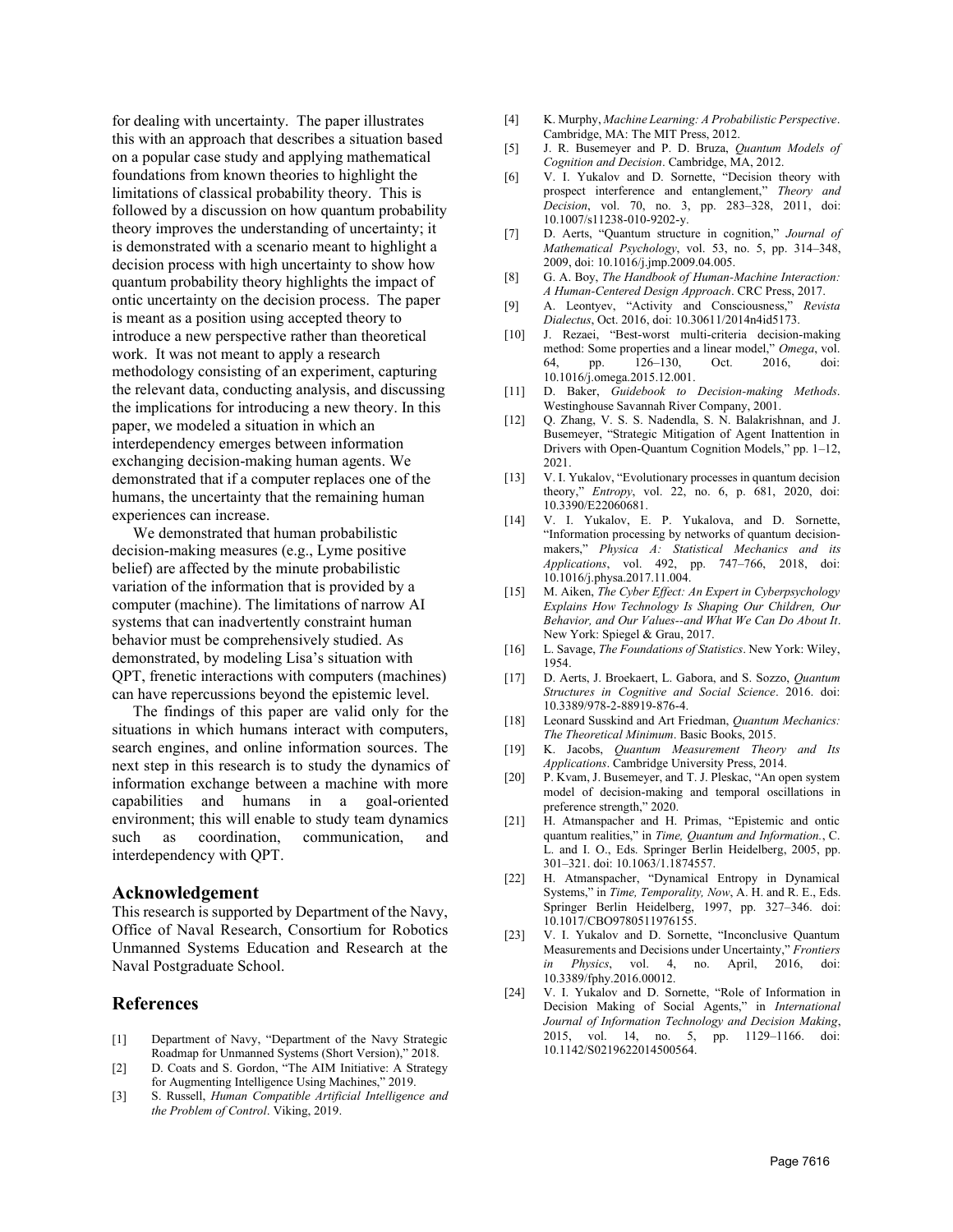for dealing with uncertainty. The paper illustrates this with an approach that describes a situation based on a popular case study and applying mathematical foundations from known theories to highlight the limitations of classical probability theory. This is followed by a discussion on how quantum probability theory improves the understanding of uncertainty; it is demonstrated with a scenario meant to highlight a decision process with high uncertainty to show how quantum probability theory highlights the impact of ontic uncertainty on the decision process. The paper is meant as a position using accepted theory to introduce a new perspective rather than theoretical work. It was not meant to apply a research methodology consisting of an experiment, capturing the relevant data, conducting analysis, and discussing the implications for introducing a new theory. In this paper, we modeled a situation in which an interdependency emerges between information exchanging decision-making human agents. We demonstrated that if a computer replaces one of the humans, the uncertainty that the remaining human experiences can increase.

We demonstrated that human probabilistic decision-making measures (e.g., Lyme positive belief) are affected by the minute probabilistic variation of the information that is provided by a computer (machine). The limitations of narrow AI systems that can inadvertently constraint human behavior must be comprehensively studied. As demonstrated, by modeling Lisa's situation with QPT, frenetic interactions with computers (machines) can have repercussions beyond the epistemic level.

The findings of this paper are valid only for the situations in which humans interact with computers, search engines, and online information sources. The next step in this research is to study the dynamics of information exchange between a machine with more capabilities and humans in a goal-oriented environment; this will enable to study team dynamics such as coordination, communication, and interdependency with QPT.

## Acknowledgement

This research is supported by Department of the Navy, Office of Naval Research, Consortium for Robotics Unmanned Systems Education and Research at the Naval Postgraduate School.

## References

[1] Department of Navy, "Department of the Navy Strategic Roadmap for Unmanned Systems (Short Version)," 2018.

[2] D. Coats and S. Gordon, "The AIM Initiative: A Strategy for Augmenting Intelligence Using Machines," 2019.

[3] S. Russell, *Human Compatible Artificial Intelligence and the Problem of Control*. Viking, 2019.

[4] K. Murphy, *Machine Learning: A Probabilistic Perspective*. Cambridge, MA: The MIT Press, 2012.

[5] J. R. Busemeyer and P. D. Bruza, *Quantum Models of Cognition and Decision*. Cambridge, MA, 2012.

[6] V. I. Yukalov and D. Sornette, "Decision theory with prospect interference and entanglement," *Theory and Decision*, vol. 70, no. 3, pp. 283–328, 2011, doi: 10.1007/s11238-010-9202-y.

[7] D. Aerts, "Quantum structure in cognition," *Journal of Mathematical Psychology*, vol. 53, no. 5, pp. 314–348, 2009, doi: 10.1016/j.jmp.2009.04.005.

[8] G. A. Boy, *The Handbook of Human-Machine Interaction: A Human-Centered Design Approach*. CRC Press, 2017.

[9] A. Leontyev, "Activity and Consciousness," *Revista Dialectus*, Oct. 2016, doi: 10.30611/2014n4id5173.

[10] J. Rezaei, "Best-worst multi-criteria decision-making method: Some properties and a linear model," *Omega*, vol. 64, pp. 126–130, Oct. 2016, doi: 10.1016/j.omega.2015.12.001.

[11] D. Baker, *Guidebook to Decision-making Methods*. Westinghouse Savannah River Company, 2001.

[12] Q. Zhang, V. S. S. Nadendla, S. N. Balakrishnan, and J. Busemeyer, "Strategic Mitigation of Agent Inattention in Drivers with Open-Quantum Cognition Models," pp. 1–12, 2021.

[13] V. I. Yukalov, "Evolutionary processes in quantum decision theory," *Entropy*, vol. 22, no. 6, p. 681, 2020, doi: 10.3390/E22060681.

[14] V. I. Yukalov, E. P. Yukalova, and D. Sornette, "Information processing by networks of quantum decision-makers," *Physica A: Statistical Mechanics and its Applications*, vol. 492, pp. 747–766, 2018, doi: 10.1016/j.physa.2017.11.004.

[15] M. Aiken, *The Cyber Effect: An Expert in Cyberpsychology Explains How Technology Is Shaping Our Children, Our Behavior, and Our Values--and What We Can Do About It*. New York: Spiegel & Grau, 2017.

[16] L. Savage, *The Foundations of Statistics*. New York: Wiley, 1954.

[17] D. Aerts, J. Broekaert, L. Gabora, and S. Sozzo, *Quantum Structures in Cognitive and Social Science*. 2016. doi: 10.3389/978-2-88919-876-4.

[18] Leonard Susskind and Art Friedman, *Quantum Mechanics: The Theoretical Minimum*. Basic Books, 2015.

[19] K. Jacobs, *Quantum Measurement Theory and Its Applications*. Cambridge University Press, 2014.

[20] P. Kvam, J. Busemeyer, and T. J. Pleskac, "An open system model of decision-making and temporal oscillations in preference strength," 2020.

[21] H. Atmanspacher and H. Primas, "Epistemic and ontic quantum realities," in *Time, Quantum and Information.*, C. L. and I. O., Eds. Springer Berlin Heidelberg, 2005, pp. 301–321. doi: 10.1063/1.1874557.

[22] H. Atmanspacher, "Dynamical Entropy in Dynamical Systems," in *Time, Temporality, Now*, A. H. and R. E., Eds. Springer Berlin Heidelberg, 1997, pp. 327–346. doi: 10.1017/CBO9780511976155.

[23] V. I. Yukalov and D. Sornette, "Inconclusive Quantum Measurements and Decisions under Uncertainty," *Frontiers in Physics*, vol. 4, no. April, 2016, doi: 10.3389/fphy.2016.00012.

[24] V. I. Yukalov and D. Sornette, "Role of Information in Decision Making of Social Agents," in *International Journal of Information Technology and Decision Making*, 2015, vol. 14, no. 5, pp. 1129–1166. doi: 10.1142/S0219622014500564.